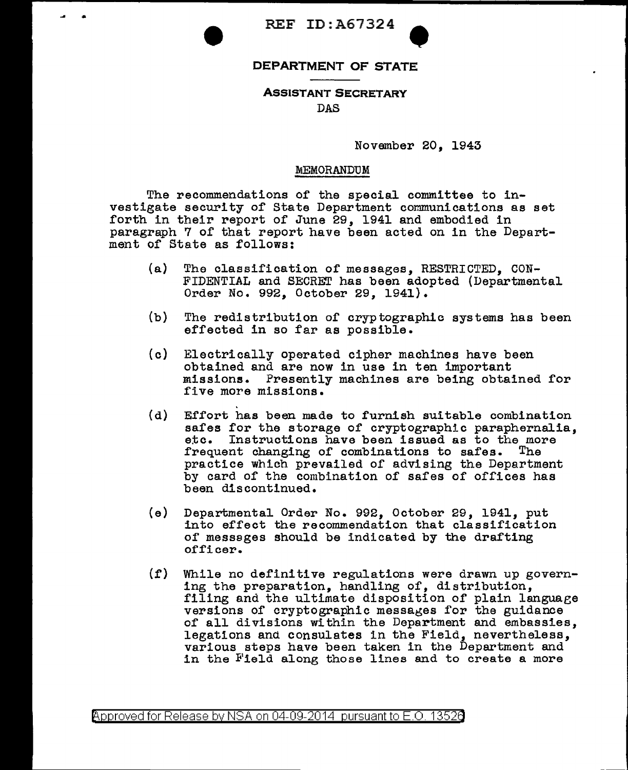REF ID:A67324

DEPARTMENT OF STATE

ASSISTANT SECRETARY
DAS

November 20, 1943

MEMORANDUM

The recommendations of the special committee to investigate security of State Department communications as set forth in their report of June 29, 1941 and embodied in paragraph 7 of that report have been acted on in the Department of State as follows:

(a) The classification of messages, RESTRICTED, CONFIDENTIAL and SECRET has been adopted (Departmental Order No. 992, October 29, 1941).

(b) The redistribution of cryptographic systems has been effected in so far as possible.

(c) Electrically operated cipher machines have been obtained and are now in use in ten important missions. Presently machines are being obtained for five more missions.

(d) Effort has been made to furnish suitable combination safes for the storage of cryptographic paraphernalia, etc. Instructions have been issued as to the more frequent changing of combinations to safes. The practice which prevailed of advising the Department by card of the combination of safes of offices has been discontinued.

(e) Departmental Order No. 992, October 29, 1941, put into effect the recommendation that classification of messages should be indicated by the drafting officer.

(f) While no definitive regulations were drawn up governing the preparation, handling of, distribution, filing and the ultimate disposition of plain language versions of cryptographic messages for the guidance of all divisions within the Department and embassies, legations and consulates in the Field, nevertheless, various steps have been taken in the Department and in the Field along those lines and to create a more

Approved for Release by NSA on 04-09-2014 pursuant to E.O. 13526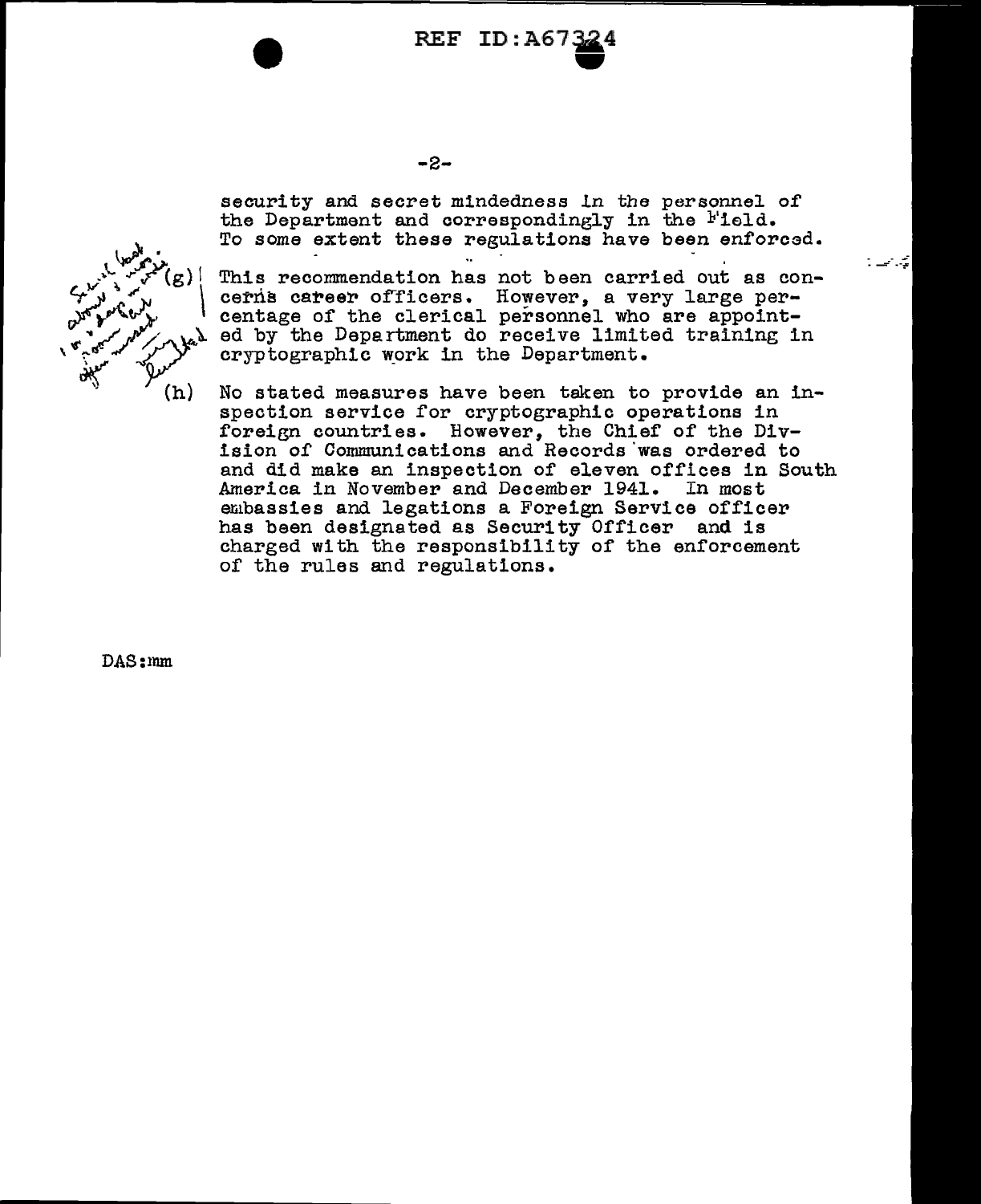REF ID:A67324

security and secret mindedness in the personnel of the Department and correspondingly in the Field. To some extent these regulations have been enforced.

(g) This recommendation has not been carried out as concerns career officers. However, a very large percentage of the clerical personnel who are appointed by the Department do receive limited training in cryptographic work in the Department.

(h) No stated measures have been taken to provide an inspection service for cryptographic operations in foreign countries. However, the Chief of the Division of Communications and Records was ordered to and did make an inspection of eleven offices in South America in November and December 1941. In most embassies and legations a Foreign Service officer has been designated as Security Officer and is charged with the responsibility of the enforcement of the rules and regulations.

DAS:mm